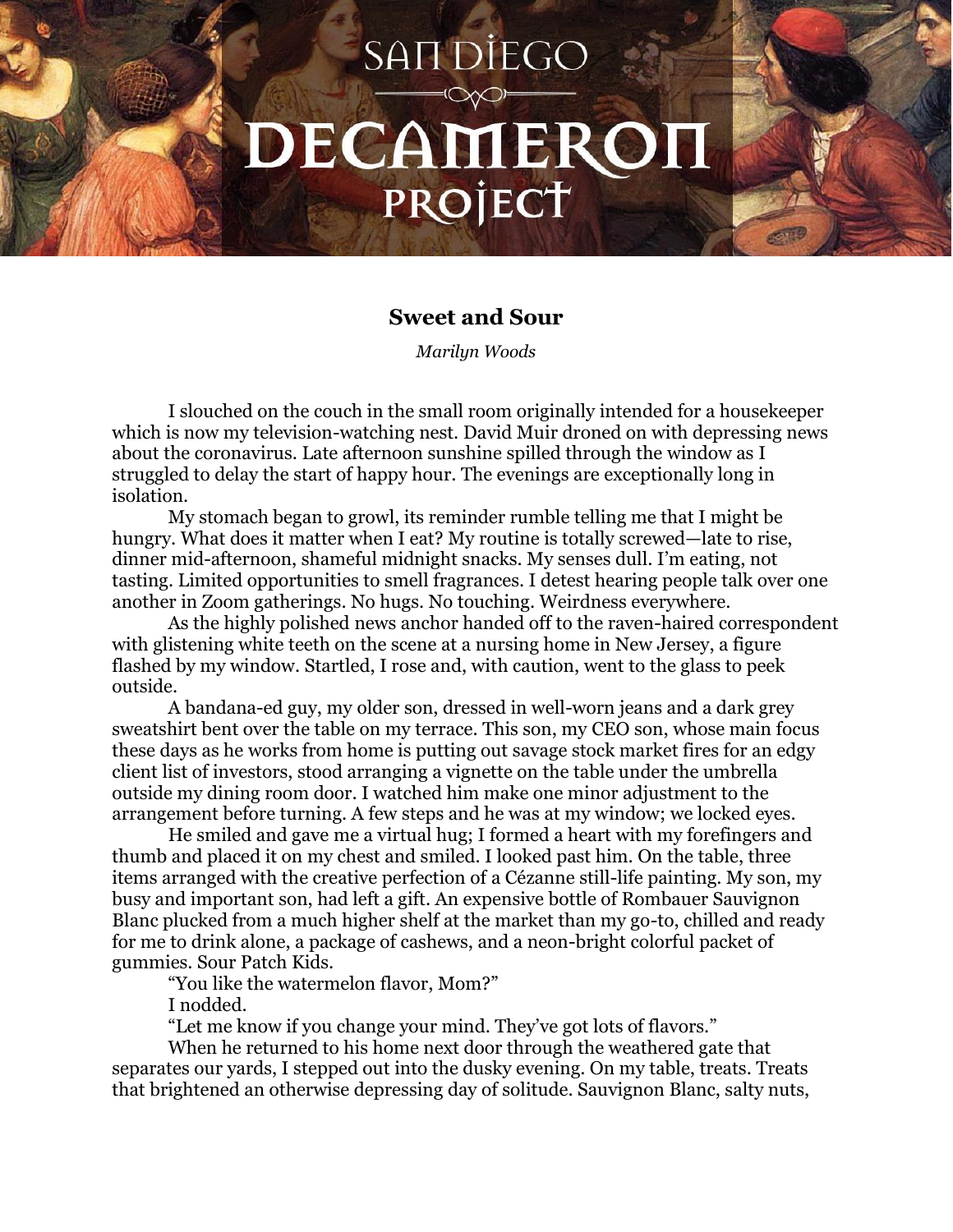# San Diego Decameron Project

## Sweet and Sour

*Marilyn Woods*

I slouched on the couch in the small room originally intended for a housekeeper which is now my television-watching nest. David Muir droned on with depressing news about the coronavirus. Late afternoon sunshine spilled through the window as I struggled to delay the start of happy hour. The evenings are exceptionally long in isolation.

My stomach began to growl, its reminder rumble telling me that I might be hungry. What does it matter when I eat? My routine is totally screwed—late to rise, dinner mid-afternoon, shameful midnight snacks. My senses dull. I'm eating, not tasting. Limited opportunities to smell fragrances. I detest hearing people talk over one another in Zoom gatherings. No hugs. No touching. Weirdness everywhere.

As the highly polished news anchor handed off to the raven-haired correspondent with glistening white teeth on the scene at a nursing home in New Jersey, a figure flashed by my window. Startled, I rose and, with caution, went to the glass to peek outside.

A bandana-ed guy, my older son, dressed in well-worn jeans and a dark grey sweatshirt bent over the table on my terrace. This son, my CEO son, whose main focus these days as he works from home is putting out savage stock market fires for an edgy client list of investors, stood arranging a vignette on the table under the umbrella outside my dining room door. I watched him make one minor adjustment to the arrangement before turning. A few steps and he was at my window; we locked eyes.

He smiled and gave me a virtual hug; I formed a heart with my forefingers and thumb and placed it on my chest and smiled. I looked past him. On the table, three items arranged with the creative perfection of a Cézanne still-life painting. My son, my busy and important son, had left a gift. An expensive bottle of Rombauer Sauvignon Blanc plucked from a much higher shelf at the market than my go-to, chilled and ready for me to drink alone, a package of cashews, and a neon-bright colorful packet of gummies. Sour Patch Kids.

"You like the watermelon flavor, Mom?"

I nodded.

"Let me know if you change your mind. They've got lots of flavors."

When he returned to his home next door through the weathered gate that separates our yards, I stepped out into the dusky evening. On my table, treats. Treats that brightened an otherwise depressing day of solitude. Sauvignon Blanc, salty nuts,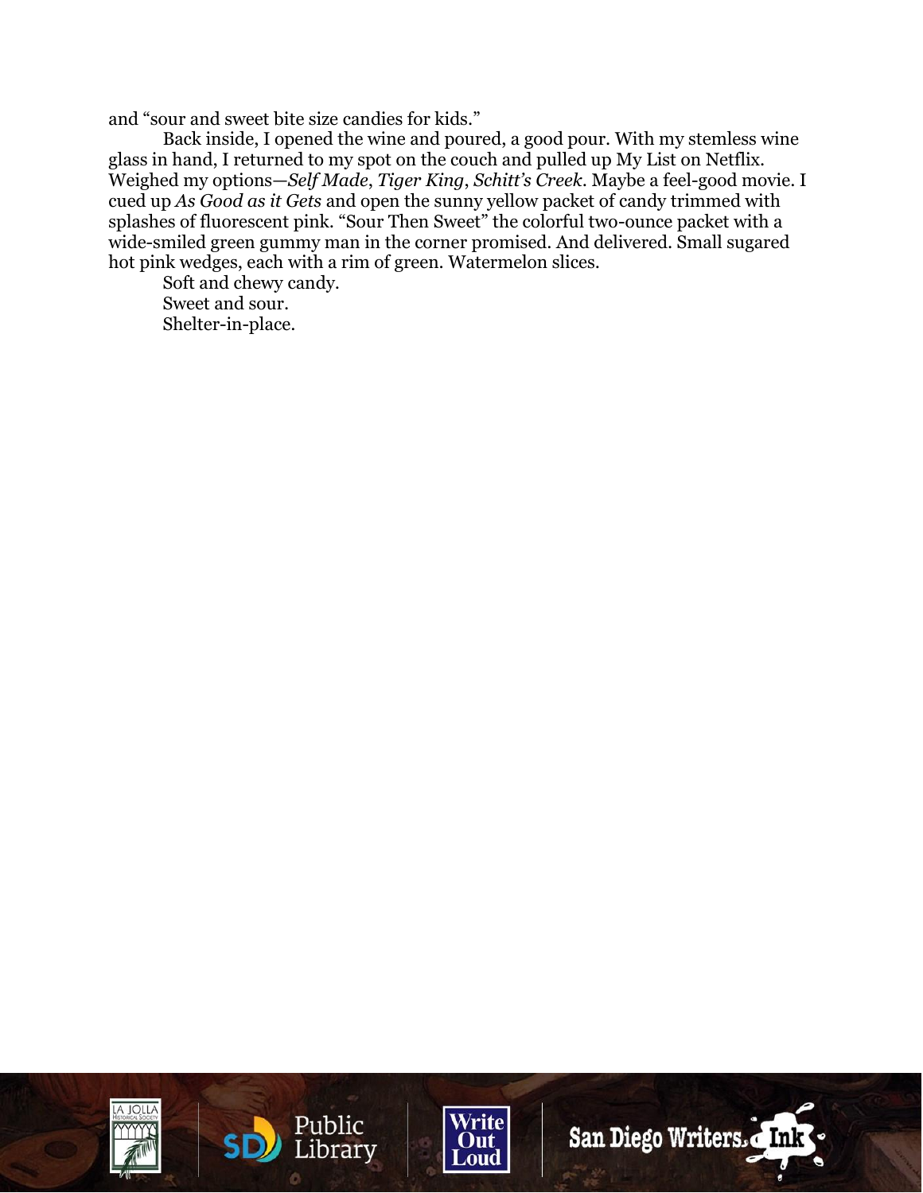and "sour and sweet bite size candies for kids."

Back inside, I opened the wine and poured, a good pour. With my stemless wine glass in hand, I returned to my spot on the couch and pulled up My List on Netflix. Weighed my options—*Self Made*, *Tiger King*, *Schitt's Creek*. Maybe a feel-good movie. I cued up *As Good as it Gets* and open the sunny yellow packet of candy trimmed with splashes of fluorescent pink. "Sour Then Sweet" the colorful two-ounce packet with a wide-smiled green gummy man in the corner promised. And delivered. Small sugared hot pink wedges, each with a rim of green. Watermelon slices.

Soft and chewy candy.

Sweet and sour.

Shelter-in-place.